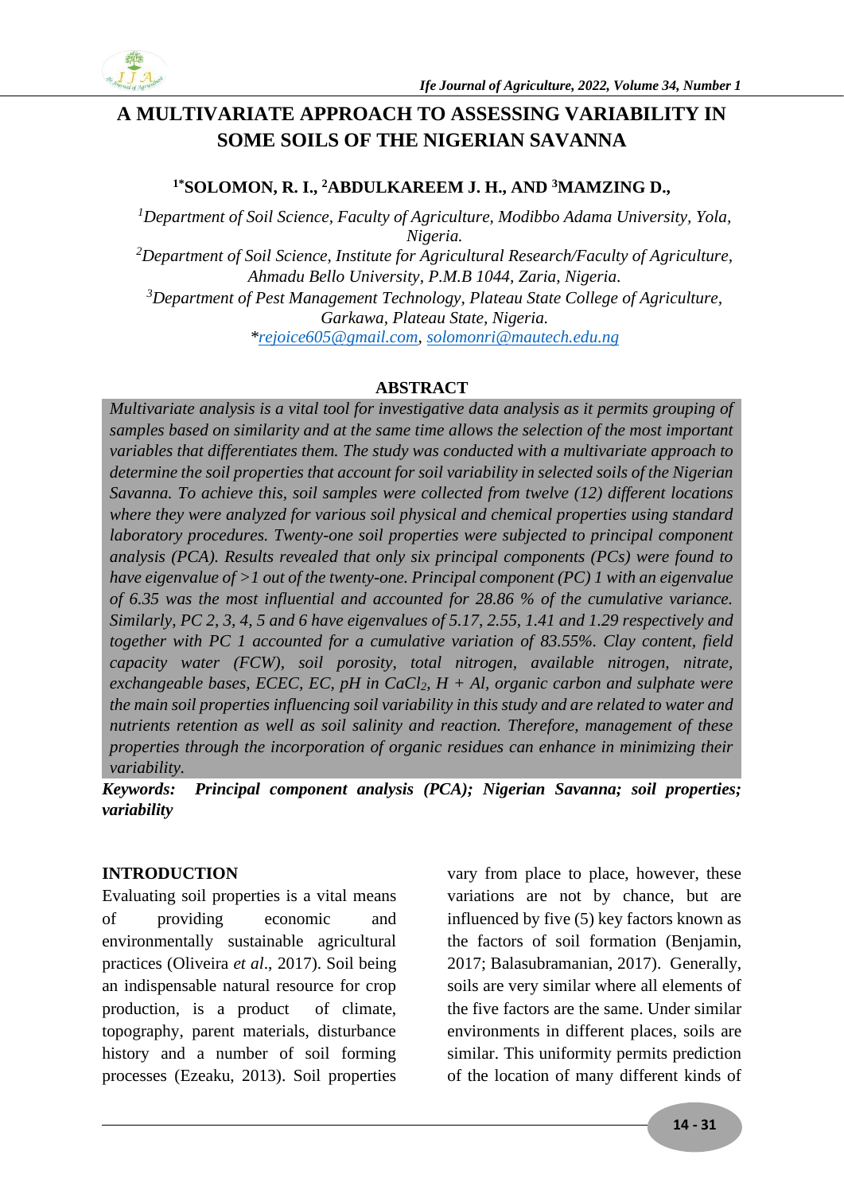# A MULTIVARIATE APPROACH TO ASSESSING VARIABILITY IN SOME SOILS OF THE NIGERIAN SAVANNA

**[1*]SOLOMON, R. I., [2]ABDULKAREEM J. H., AND [3]MAMZING D.,**

[1]*Department of Soil Science, Faculty of Agriculture, Modibbo Adama University, Yola, Nigeria.*

[2]*Department of Soil Science, Institute for Agricultural Research/Faculty of Agriculture, Ahmadu Bello University, P.M.B 1044, Zaria, Nigeria.*

[3]*Department of Pest Management Technology, Plateau State College of Agriculture, Garkawa, Plateau State, Nigeria.*

*rejoice605@gmail.com, solomonri@mautech.edu.ng

## ABSTRACT

*Multivariate analysis is a vital tool for investigative data analysis as it permits grouping of samples based on similarity and at the same time allows the selection of the most important variables that differentiates them. The study was conducted with a multivariate approach to determine the soil properties that account for soil variability in selected soils of the Nigerian Savanna. To achieve this, soil samples were collected from twelve (12) different locations where they were analyzed for various soil physical and chemical properties using standard laboratory procedures. Twenty-one soil properties were subjected to principal component analysis (PCA). Results revealed that only six principal components (PCs) were found to have eigenvalue of >1 out of the twenty-one. Principal component (PC) 1 with an eigenvalue of 6.35 was the most influential and accounted for 28.86 % of the cumulative variance. Similarly, PC 2, 3, 4, 5 and 6 have eigenvalues of 5.17, 2.55, 1.41 and 1.29 respectively and together with PC 1 accounted for a cumulative variation of 83.55%. Clay content, field capacity water (FCW), soil porosity, total nitrogen, available nitrogen, nitrate, exchangeable bases, ECEC, EC, pH in $CaCl_2$, H + Al, organic carbon and sulphate were the main soil properties influencing soil variability in this study and are related to water and nutrients retention as well as soil salinity and reaction. Therefore, management of these properties through the incorporation of organic residues can enhance in minimizing their variability.*

***Keywords:** Principal component analysis (PCA); Nigerian Savanna; soil properties; variability*

## INTRODUCTION

Evaluating soil properties is a vital means of providing economic and environmentally sustainable agricultural practices (Oliveira *et al*., 2017). Soil being an indispensable natural resource for crop production, is a product of climate, topography, parent materials, disturbance history and a number of soil forming processes (Ezeaku, 2013). Soil properties vary from place to place, however, these variations are not by chance, but are influenced by five (5) key factors known as the factors of soil formation (Benjamin, 2017; Balasubramanian, 2017). Generally, soils are very similar where all elements of the five factors are the same. Under similar environments in different places, soils are similar. This uniformity permits prediction of the location of many different kinds of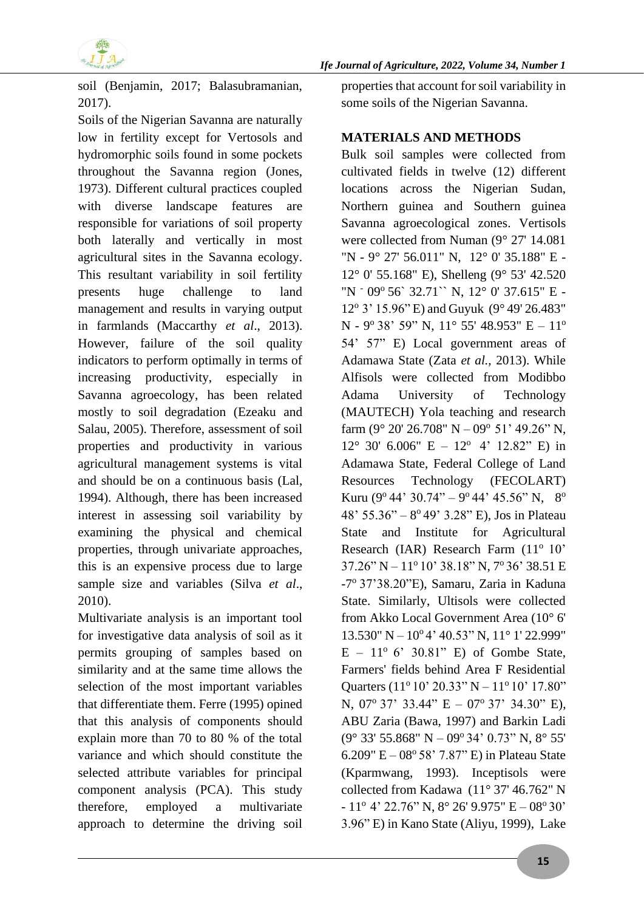soil (Benjamin, 2017; Balasubramanian, 2017).

Soils of the Nigerian Savanna are naturally low in fertility except for Vertosols and hydromorphic soils found in some pockets throughout the Savanna region (Jones, 1973). Different cultural practices coupled with diverse landscape features are responsible for variations of soil property both laterally and vertically in most agricultural sites in the Savanna ecology. This resultant variability in soil fertility presents huge challenge to land management and results in varying output in farmlands (Maccarthy *et al*., 2013). However, failure of the soil quality indicators to perform optimally in terms of increasing productivity, especially in Savanna agroecology, has been related mostly to soil degradation (Ezeaku and Salau, 2005). Therefore, assessment of soil properties and productivity in various agricultural management systems is vital and should be on a continuous basis (Lal, 1994). Although, there has been increased interest in assessing soil variability by examining the physical and chemical properties, through univariate approaches, this is an expensive process due to large sample size and variables (Silva *et al*., 2010).

Multivariate analysis is an important tool for investigative data analysis of soil as it permits grouping of samples based on similarity and at the same time allows the selection of the most important variables that differentiate them. Ferre (1995) opined that this analysis of components should explain more than 70 to 80 % of the total variance and which should constitute the selected attribute variables for principal component analysis (PCA). This study therefore, employed a multivariate approach to determine the driving soil properties that account for soil variability in some soils of the Nigerian Savanna.

## MATERIALS AND METHODS

Bulk soil samples were collected from cultivated fields in twelve (12) different locations across the Nigerian Sudan, Northern guinea and Southern guinea Savanna agroecological zones. Vertisols were collected from Numan (9° 27' 14.081 "N - 9° 27' 56.011" N, 12° 0' 35.188" E - 12° 0' 55.168" E), Shelleng (9° 53' 42.520 "N - 09° 56` 32.71`` N, 12° 0' 37.615" E - 12° 3' 15.96" E) and Guyuk (9° 49' 26.483" N - 9° 38' 59" N, 11° 55' 48.953" E – 11° 54' 57" E) Local government areas of Adamawa State (Zata *et al.*, 2013). While Alfisols were collected from Modibbo Adama University of Technology (MAUTECH) Yola teaching and research farm (9° 20' 26.708" N – 09° 51' 49.26" N, 12° 30' 6.006" E – 12° 4' 12.82" E) in Adamawa State, Federal College of Land Resources Technology (FECOLART) Kuru (9° 44' 30.74" – 9° 44' 45.56" N, 8° 48' 55.36" – 8° 49' 3.28" E), Jos in Plateau State and Institute for Agricultural Research (IAR) Research Farm (11° 10' 37.26" N – 11° 10' 38.18" N, 7° 36' 38.51 E -7° 37'38.20"E), Samaru, Zaria in Kaduna State. Similarly, Ultisols were collected from Akko Local Government Area (10° 6' 13.530" N – 10° 4' 40.53" N, 11° 1' 22.999" E – 11° 6' 30.81" E) of Gombe State, Farmers' fields behind Area F Residential Quarters (11° 10' 20.33" N – 11° 10' 17.80" N, 07° 37' 33.44" E – 07° 37' 34.30" E), ABU Zaria (Bawa, 1997) and Barkin Ladi (9° 33' 55.868" N – 09° 34' 0.73" N, 8° 55' 6.209" E – 08° 58' 7.87" E) in Plateau State (Kparmwang, 1993). Inceptisols were collected from Kadawa (11° 37' 46.762" N - 11° 4' 22.76" N, 8° 26' 9.975" E – 08° 30' 3.96" E) in Kano State (Aliyu, 1999), Lake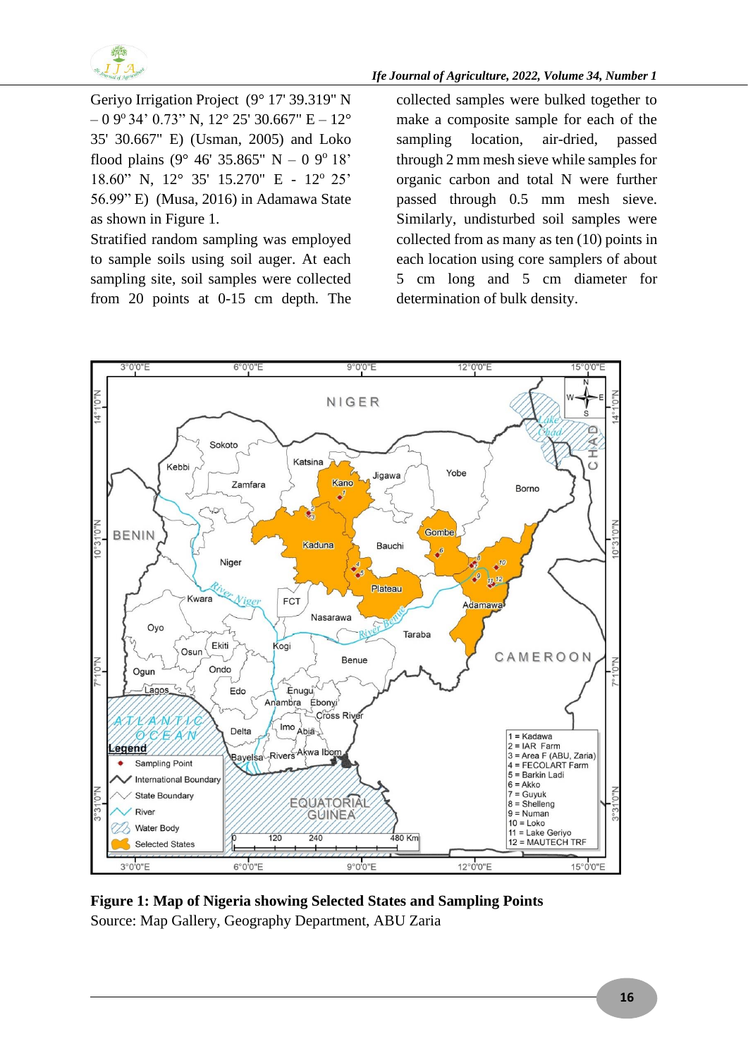Geriyo Irrigation Project (9° 17' 39.319" N – 0 9° 34' 0.73" N, 12° 25' 30.667" E – 12° 35' 30.667" E) (Usman, 2005) and Loko flood plains (9° 46' 35.865" N – 0 9° 18' 18.60" N, 12° 35' 15.270" E - 12° 25' 56.99" E) (Musa, 2016) in Adamawa State as shown in Figure 1.

Stratified random sampling was employed to sample soils using soil auger. At each sampling site, soil samples were collected from 20 points at 0-15 cm depth. The collected samples were bulked together to make a composite sample for each of the sampling location, air-dried, passed through 2 mm mesh sieve while samples for organic carbon and total N were further passed through 0.5 mm mesh sieve. Similarly, undisturbed soil samples were collected from as many as ten (10) points in each location using core samplers of about 5 cm long and 5 cm diameter for determination of bulk density.

**Figure 1: Map of Nigeria showing Selected States and Sampling Points**

Source: Map Gallery, Geography Department, ABU Zaria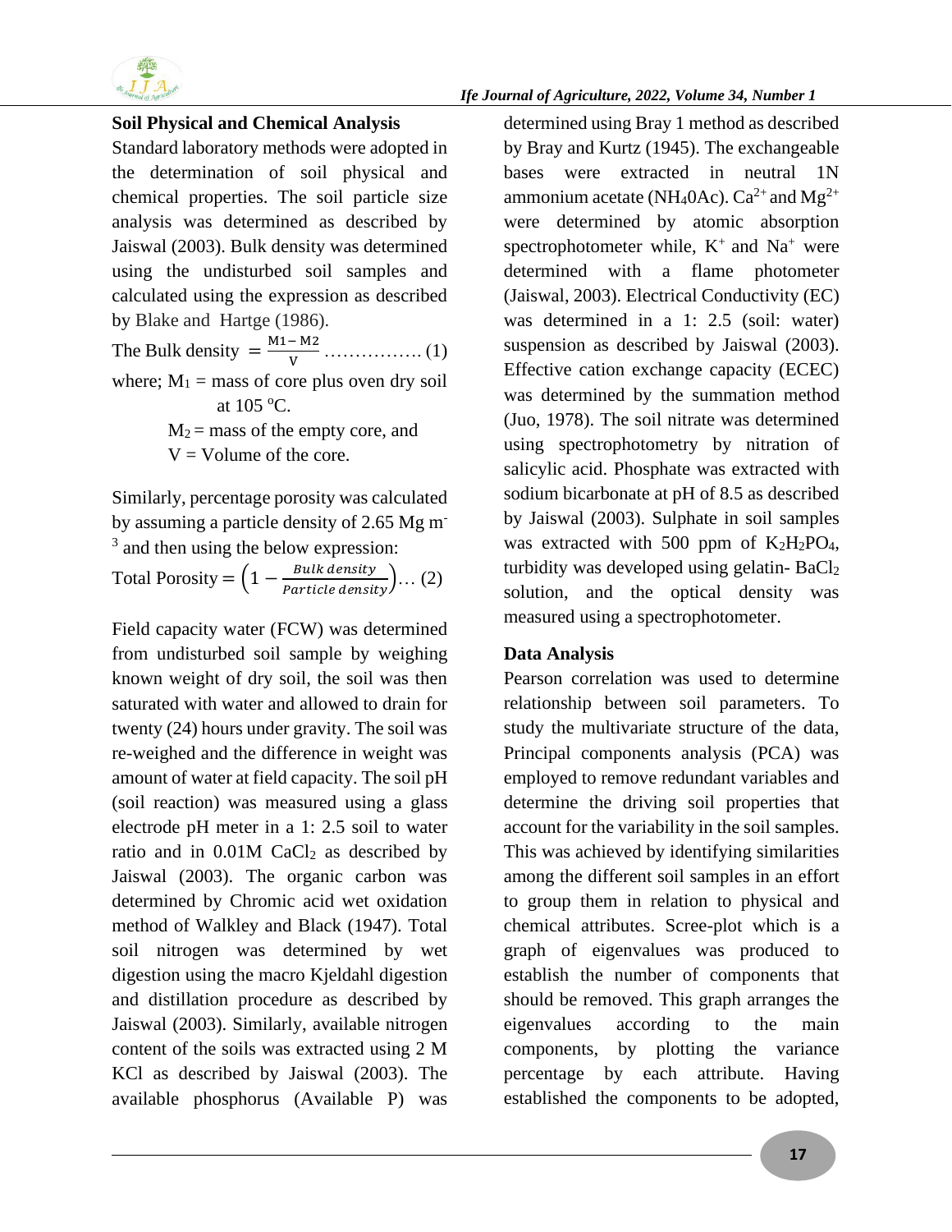## Soil Physical and Chemical Analysis

Standard laboratory methods were adopted in the determination of soil physical and chemical properties. The soil particle size analysis was determined as described by Jaiswal (2003). Bulk density was determined using the undisturbed soil samples and calculated using the expression as described by Blake and Hartge (1986).

$$\text{The Bulk density} = \frac{M1 - M2}{V} \ldots\ldots\ldots\ldots\ldots (1)$$

where; $M_1$ = mass of core plus oven dry soil at 105 °C.

$M_2$ = mass of the empty core, and

V = Volume of the core.

Similarly, percentage porosity was calculated by assuming a particle density of 2.65 Mg $m^{-3}$ and then using the below expression:

$$\text{Total Porosity} = \left(1 - \frac{\text{Bulk density}}{\text{Particle density}}\right) \ldots (2)$$

Field capacity water (FCW) was determined from undisturbed soil sample by weighing known weight of dry soil, the soil was then saturated with water and allowed to drain for twenty (24) hours under gravity. The soil was re-weighed and the difference in weight was amount of water at field capacity. The soil pH (soil reaction) was measured using a glass electrode pH meter in a 1: 2.5 soil to water ratio and in 0.01M $CaCl_2$ as described by Jaiswal (2003). The organic carbon was determined by Chromic acid wet oxidation method of Walkley and Black (1947). Total soil nitrogen was determined by wet digestion using the macro Kjeldahl digestion and distillation procedure as described by Jaiswal (2003). Similarly, available nitrogen content of the soils was extracted using 2 M KCl as described by Jaiswal (2003). The available phosphorus (Available P) was determined using Bray 1 method as described by Bray and Kurtz (1945). The exchangeable bases were extracted in neutral 1N ammonium acetate ($NH_4OAc$). $Ca^{2+}$ and $Mg^{2+}$ were determined by atomic absorption spectrophotometer while, $K^+$ and $Na^+$ were determined with a flame photometer (Jaiswal, 2003). Electrical Conductivity (EC) was determined in a 1: 2.5 (soil: water) suspension as described by Jaiswal (2003). Effective cation exchange capacity (ECEC) was determined by the summation method (Juo, 1978). The soil nitrate was determined using spectrophotometry by nitration of salicylic acid. Phosphate was extracted with sodium bicarbonate at pH of 8.5 as described by Jaiswal (2003). Sulphate in soil samples was extracted with 500 ppm of $K_2H_2PO_4$, turbidity was developed using gelatin- $BaCl_2$ solution, and the optical density was measured using a spectrophotometer.

## Data Analysis

Pearson correlation was used to determine relationship between soil parameters. To study the multivariate structure of the data, Principal components analysis (PCA) was employed to remove redundant variables and determine the driving soil properties that account for the variability in the soil samples. This was achieved by identifying similarities among the different soil samples in an effort to group them in relation to physical and chemical attributes. Scree-plot which is a graph of eigenvalues was produced to establish the number of components that should be removed. This graph arranges the eigenvalues according to the main components, by plotting the variance percentage by each attribute. Having established the components to be adopted,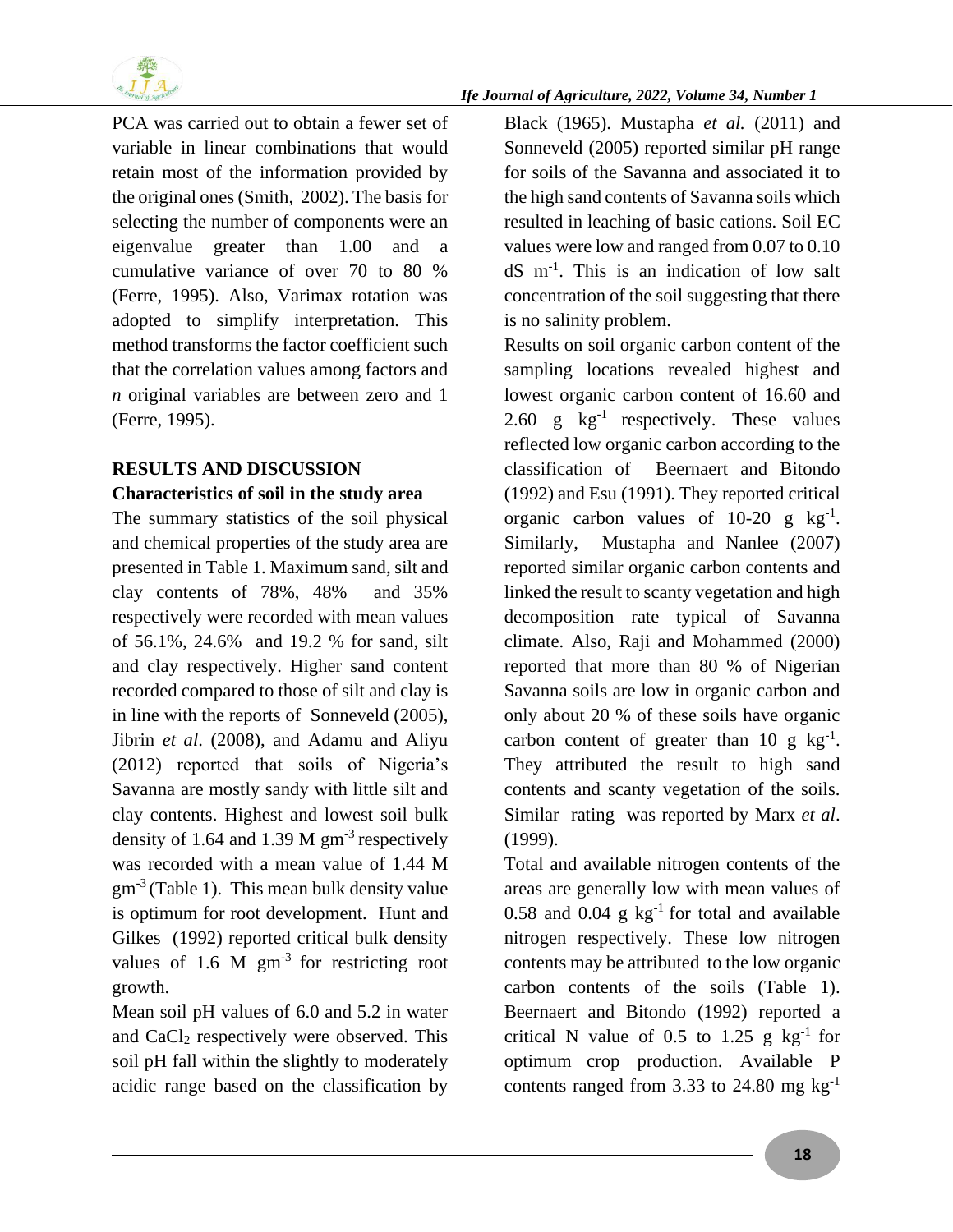PCA was carried out to obtain a fewer set of variable in linear combinations that would retain most of the information provided by the original ones (Smith, 2002). The basis for selecting the number of components were an eigenvalue greater than 1.00 and a cumulative variance of over 70 to 80 % (Ferre, 1995). Also, Varimax rotation was adopted to simplify interpretation. This method transforms the factor coefficient such that the correlation values among factors and *n* original variables are between zero and 1 (Ferre, 1995).

## RESULTS AND DISCUSSION

### Characteristics of soil in the study area

The summary statistics of the soil physical and chemical properties of the study area are presented in Table 1. Maximum sand, silt and clay contents of 78%, 48% and 35% respectively were recorded with mean values of 56.1%, 24.6% and 19.2 % for sand, silt and clay respectively. Higher sand content recorded compared to those of silt and clay is in line with the reports of Sonneveld (2005), Jibrin *et al*. (2008), and Adamu and Aliyu (2012) reported that soils of Nigeria's Savanna are mostly sandy with little silt and clay contents. Highest and lowest soil bulk density of 1.64 and 1.39 M $gm^{-3}$ respectively was recorded with a mean value of 1.44 M $gm^{-3}$ (Table 1). This mean bulk density value is optimum for root development. Hunt and Gilkes (1992) reported critical bulk density values of 1.6 M $gm^{-3}$ for restricting root growth.

Mean soil pH values of 6.0 and 5.2 in water and $CaCl_2$ respectively were observed. This soil pH fall within the slightly to moderately acidic range based on the classification by Black (1965). Mustapha *et al.* (2011) and Sonneveld (2005) reported similar pH range for soils of the Savanna and associated it to the high sand contents of Savanna soils which resulted in leaching of basic cations. Soil EC values were low and ranged from 0.07 to 0.10 dS $m^{-1}$. This is an indication of low salt concentration of the soil suggesting that there is no salinity problem.

Results on soil organic carbon content of the sampling locations revealed highest and lowest organic carbon content of 16.60 and 2.60 g $kg^{-1}$ respectively. These values reflected low organic carbon according to the classification of Beernaert and Bitondo (1992) and Esu (1991). They reported critical organic carbon values of 10-20 g $kg^{-1}$. Similarly, Mustapha and Nanlee (2007) reported similar organic carbon contents and linked the result to scanty vegetation and high decomposition rate typical of Savanna climate. Also, Raji and Mohammed (2000) reported that more than 80 % of Nigerian Savanna soils are low in organic carbon and only about 20 % of these soils have organic carbon content of greater than 10 g $kg^{-1}$. They attributed the result to high sand contents and scanty vegetation of the soils. Similar rating was reported by Marx *et al*. (1999).

Total and available nitrogen contents of the areas are generally low with mean values of 0.58 and 0.04 g $kg^{-1}$ for total and available nitrogen respectively. These low nitrogen contents may be attributed to the low organic carbon contents of the soils (Table 1). Beernaert and Bitondo (1992) reported a critical N value of 0.5 to 1.25 g $kg^{-1}$ for optimum crop production. Available P contents ranged from 3.33 to 24.80 mg $kg^{-1}$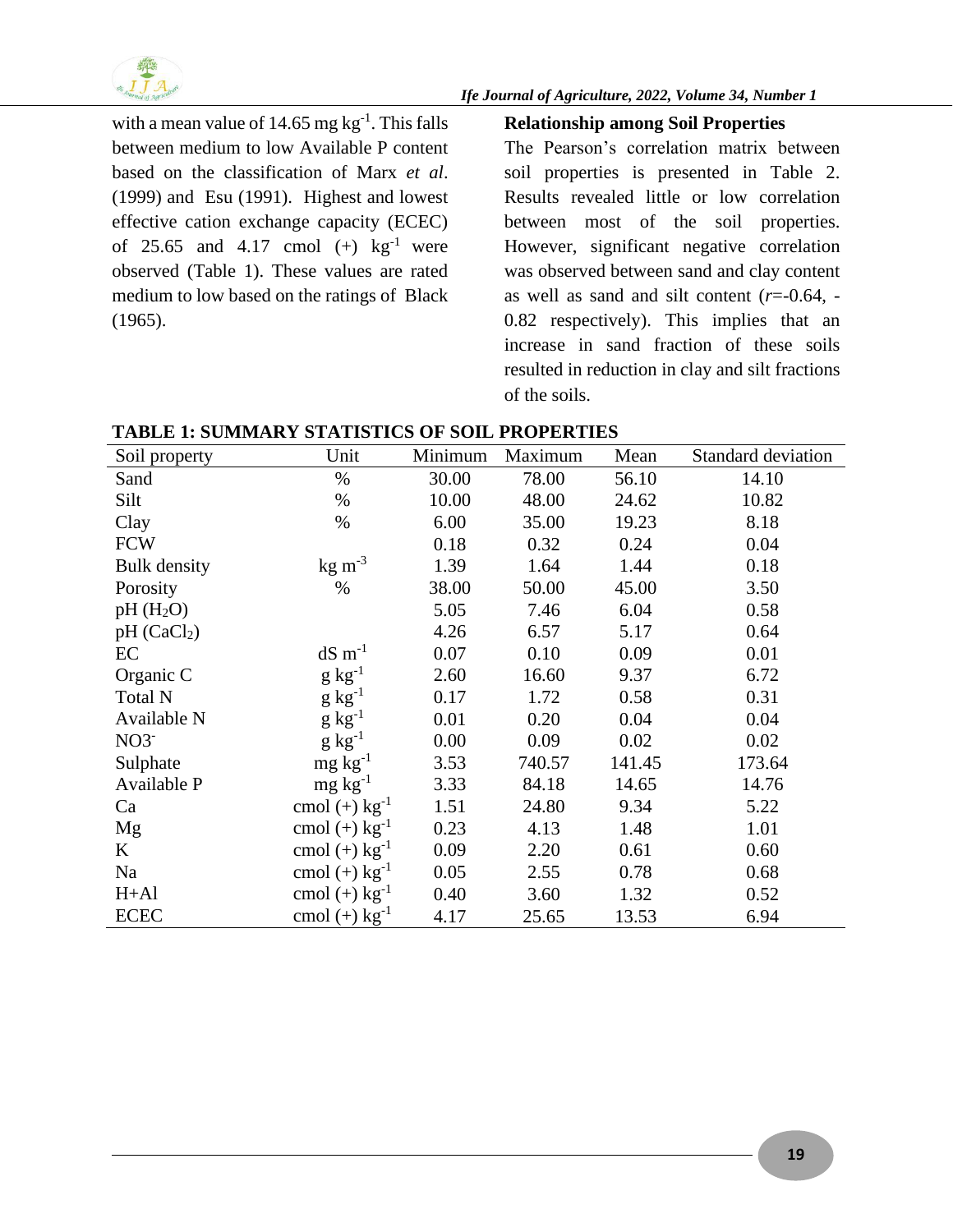with a mean value of 14.65 mg $kg^{-1}$. This falls between medium to low Available P content based on the classification of Marx *et al*. (1999) and Esu (1991). Highest and lowest effective cation exchange capacity (ECEC) of 25.65 and 4.17 cmol (+) $kg^{-1}$ were observed (Table 1). These values are rated medium to low based on the ratings of Black (1965).

**Relationship among Soil Properties**

The Pearson's correlation matrix between soil properties is presented in Table 2. Results revealed little or low correlation between most of the soil properties. However, significant negative correlation was observed between sand and clay content as well as sand and silt content (*r*=-0.64, -0.82 respectively). This implies that an increase in sand fraction of these soils resulted in reduction in clay and silt fractions of the soils.

**TABLE 1: SUMMARY STATISTICS OF SOIL PROPERTIES**

| Soil property | Unit | Minimum | Maximum | Mean | Standard deviation |
|---|---|---|---|---|---|
| Sand | % | 30.00 | 78.00 | 56.10 | 14.10 |
| Silt | % | 10.00 | 48.00 | 24.62 | 10.82 |
| Clay | % | 6.00 | 35.00 | 19.23 | 8.18 |
| FCW | | 0.18 | 0.32 | 0.24 | 0.04 |
| Bulk density | kg $m^{-3}$ | 1.39 | 1.64 | 1.44 | 0.18 |
| Porosity | % | 38.00 | 50.00 | 45.00 | 3.50 |
| pH ($H_2O$) | | 5.05 | 7.46 | 6.04 | 0.58 |
| pH ($CaCl_2$) | | 4.26 | 6.57 | 5.17 | 0.64 |
| EC | dS $m^{-1}$ | 0.07 | 0.10 | 0.09 | 0.01 |
| Organic C | g $kg^{-1}$ | 2.60 | 16.60 | 9.37 | 6.72 |
| Total N | g $kg^{-1}$ | 0.17 | 1.72 | 0.58 | 0.31 |
| Available N | g $kg^{-1}$ | 0.01 | 0.20 | 0.04 | 0.04 |
| $NO3^-$ | g $kg^{-1}$ | 0.00 | 0.09 | 0.02 | 0.02 |
| Sulphate | mg $kg^{-1}$ | 3.53 | 740.57 | 141.45 | 173.64 |
| Available P | mg $kg^{-1}$ | 3.33 | 84.18 | 14.65 | 14.76 |
| Ca | cmol (+) $kg^{-1}$ | 1.51 | 24.80 | 9.34 | 5.22 |
| Mg | cmol (+) $kg^{-1}$ | 0.23 | 4.13 | 1.48 | 1.01 |
| K | cmol (+) $kg^{-1}$ | 0.09 | 2.20 | 0.61 | 0.60 |
| Na | cmol (+) $kg^{-1}$ | 0.05 | 2.55 | 0.78 | 0.68 |
| H+Al | cmol (+) $kg^{-1}$ | 0.40 | 3.60 | 1.32 | 0.52 |
| ECEC | cmol (+) $kg^{-1}$ | 4.17 | 25.65 | 13.53 | 6.94 |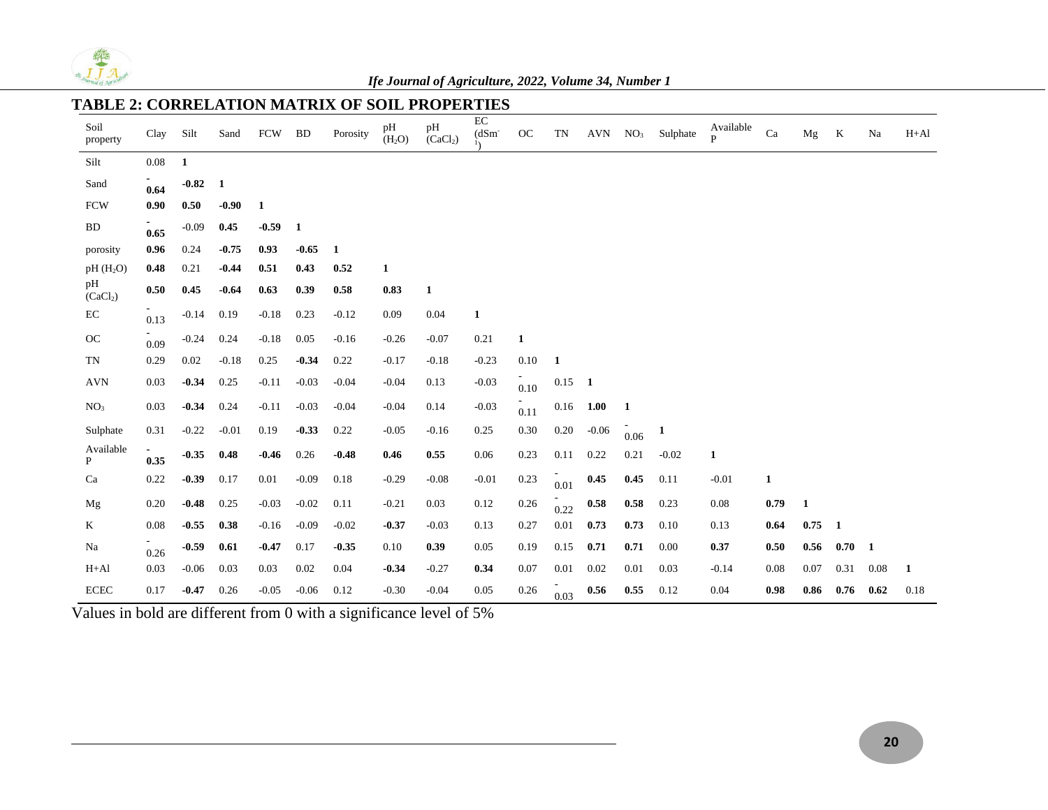## TABLE 2: CORRELATION MATRIX OF SOIL PROPERTIES

| Soil property | Clay | Silt | Sand | FCW | BD | Porosity | pH ($H_2O$) | pH ($CaCl_2$) | EC ($dSm^{-1}$) | OC | TN | AVN | $NO_3$ | Sulphate | Available P | Ca | Mg | K | Na | H+Al |
|---|---|---|---|---|---|---|---|---|---|---|---|---|---|---|---|---|---|---|---|---|
| Silt | 0.08 | **1** | | | | | | | | | | | | | | | | | | |
| Sand | **-0.64** | **-0.82** | **1** | | | | | | | | | | | | | | | | | |
| FCW | **0.90** | **0.50** | **-0.90** | **1** | | | | | | | | | | | | | | | | |
| BD | **-0.65** | -0.09 | **0.45** | **-0.59** | **1** | | | | | | | | | | | | | | | |
| porosity | **0.96** | 0.24 | **-0.75** | **0.93** | **-0.65** | **1** | | | | | | | | | | | | | | |
| pH ($H_2O$) | **0.48** | 0.21 | **-0.44** | **0.51** | **0.43** | **0.52** | **1** | | | | | | | | | | | | | |
| pH ($CaCl_2$) | **0.50** | **0.45** | **-0.64** | **0.63** | **0.39** | **0.58** | **0.83** | **1** | | | | | | | | | | | | |
| EC | -0.13 | -0.14 | 0.19 | -0.18 | 0.23 | -0.12 | 0.09 | 0.04 | **1** | | | | | | | | | | | |
| OC | -0.09 | -0.24 | 0.24 | -0.18 | 0.05 | -0.16 | -0.26 | -0.07 | 0.21 | **1** | | | | | | | | | | |
| TN | 0.29 | 0.02 | -0.18 | 0.25 | **-0.34** | 0.22 | -0.17 | -0.18 | -0.23 | 0.10 | **1** | | | | | | | | | |
| AVN | 0.03 | **-0.34** | 0.25 | -0.11 | -0.03 | -0.04 | -0.04 | 0.13 | -0.03 | -0.10 | 0.15 | **1** | | | | | | | | |
| $NO_3$ | 0.03 | **-0.34** | 0.24 | -0.11 | -0.03 | -0.04 | -0.04 | 0.14 | -0.03 | -0.11 | 0.16 | **1.00** | **1** | | | | | | | |
| Sulphate | 0.31 | -0.22 | -0.01 | 0.19 | **-0.33** | 0.22 | -0.05 | -0.16 | 0.25 | 0.30 | 0.20 | -0.06 | -0.06 | **1** | | | | | | |
| Available P | **-0.35** | **-0.35** | **0.48** | **-0.46** | 0.26 | **-0.48** | **0.46** | **0.55** | 0.06 | 0.23 | 0.11 | 0.22 | 0.21 | -0.02 | **1** | | | | | |
| Ca | 0.22 | **-0.39** | 0.17 | 0.01 | -0.09 | 0.18 | -0.29 | -0.08 | -0.01 | 0.23 | -0.01 | **0.45** | **0.45** | 0.11 | -0.01 | **1** | | | | |
| Mg | 0.20 | **-0.48** | 0.25 | -0.03 | -0.02 | 0.11 | -0.21 | 0.03 | 0.12 | 0.26 | -0.22 | **0.58** | **0.58** | 0.23 | 0.08 | **0.79** | **1** | | | |
| K | 0.08 | **-0.55** | **0.38** | -0.16 | -0.09 | -0.02 | **-0.37** | -0.03 | 0.13 | 0.27 | 0.01 | **0.73** | **0.73** | 0.10 | 0.13 | **0.64** | **0.75** | **1** | | |
| Na | -0.26 | **-0.59** | **0.61** | **-0.47** | 0.17 | **-0.35** | 0.10 | **0.39** | 0.05 | 0.19 | 0.15 | **0.71** | **0.71** | 0.00 | **0.37** | **0.50** | **0.56** | **0.70** | **1** | |
| H+Al | 0.03 | -0.06 | 0.03 | 0.03 | 0.02 | 0.04 | **-0.34** | -0.27 | **0.34** | 0.07 | 0.01 | 0.02 | 0.01 | 0.03 | -0.14 | 0.08 | 0.07 | 0.31 | 0.08 | **1** |
| ECEC | 0.17 | **-0.47** | 0.26 | -0.05 | -0.06 | 0.12 | -0.30 | -0.04 | 0.05 | 0.26 | -0.03 | **0.56** | **0.55** | 0.12 | 0.04 | **0.98** | **0.86** | **0.76** | **0.62** | 0.18 |

Values in bold are different from 0 with a significance level of 5%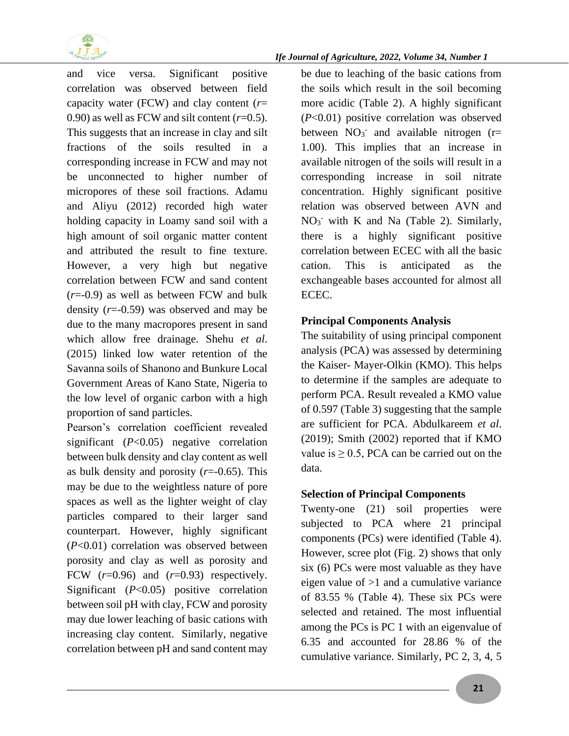and vice versa. Significant positive correlation was observed between field capacity water (FCW) and clay content ($r$= 0.90) as well as FCW and silt content ($r$=0.5). This suggests that an increase in clay and silt fractions of the soils resulted in a corresponding increase in FCW and may not be unconnected to higher number of micropores of these soil fractions. Adamu and Aliyu (2012) recorded high water holding capacity in Loamy sand soil with a high amount of soil organic matter content and attributed the result to fine texture. However, a very high but negative correlation between FCW and sand content ($r$=-0.9) as well as between FCW and bulk density ($r$=-0.59) was observed and may be due to the many macropores present in sand which allow free drainage. Shehu *et al*. (2015) linked low water retention of the Savanna soils of Shanono and Bunkure Local Government Areas of Kano State, Nigeria to the low level of organic carbon with a high proportion of sand particles.

Pearson's correlation coefficient revealed significant ($P$<0.05) negative correlation between bulk density and clay content as well as bulk density and porosity ($r$=-0.65). This may be due to the weightless nature of pore spaces as well as the lighter weight of clay particles compared to their larger sand counterpart. However, highly significant ($P$<0.01) correlation was observed between porosity and clay as well as porosity and FCW ($r$=0.96) and ($r$=0.93) respectively. Significant ($P$<0.05) positive correlation between soil pH with clay, FCW and porosity may due lower leaching of basic cations with increasing clay content. Similarly, negative correlation between pH and sand content may be due to leaching of the basic cations from the soils which result in the soil becoming more acidic (Table 2). A highly significant ($P$<0.01) positive correlation was observed between $NO_3^-$ and available nitrogen (r= 1.00). This implies that an increase in available nitrogen of the soils will result in a corresponding increase in soil nitrate concentration. Highly significant positive relation was observed between AVN and $NO_3^-$ with K and Na (Table 2). Similarly, there is a highly significant positive correlation between ECEC with all the basic cation. This is anticipated as the exchangeable bases accounted for almost all ECEC.

**Principal Components Analysis**

The suitability of using principal component analysis (PCA) was assessed by determining the Kaiser- Mayer-Olkin (KMO). This helps to determine if the samples are adequate to perform PCA. Result revealed a KMO value of 0.597 (Table 3) suggesting that the sample are sufficient for PCA. Abdulkareem *et al*. (2019); Smith (2002) reported that if KMO value is ≥ 0.5, PCA can be carried out on the data.

**Selection of Principal Components**

Twenty-one (21) soil properties were subjected to PCA where 21 principal components (PCs) were identified (Table 4). However, scree plot (Fig. 2) shows that only six (6) PCs were most valuable as they have eigen value of >1 and a cumulative variance of 83.55 % (Table 4). These six PCs were selected and retained. The most influential among the PCs is PC 1 with an eigenvalue of 6.35 and accounted for 28.86 % of the cumulative variance. Similarly, PC 2, 3, 4, 5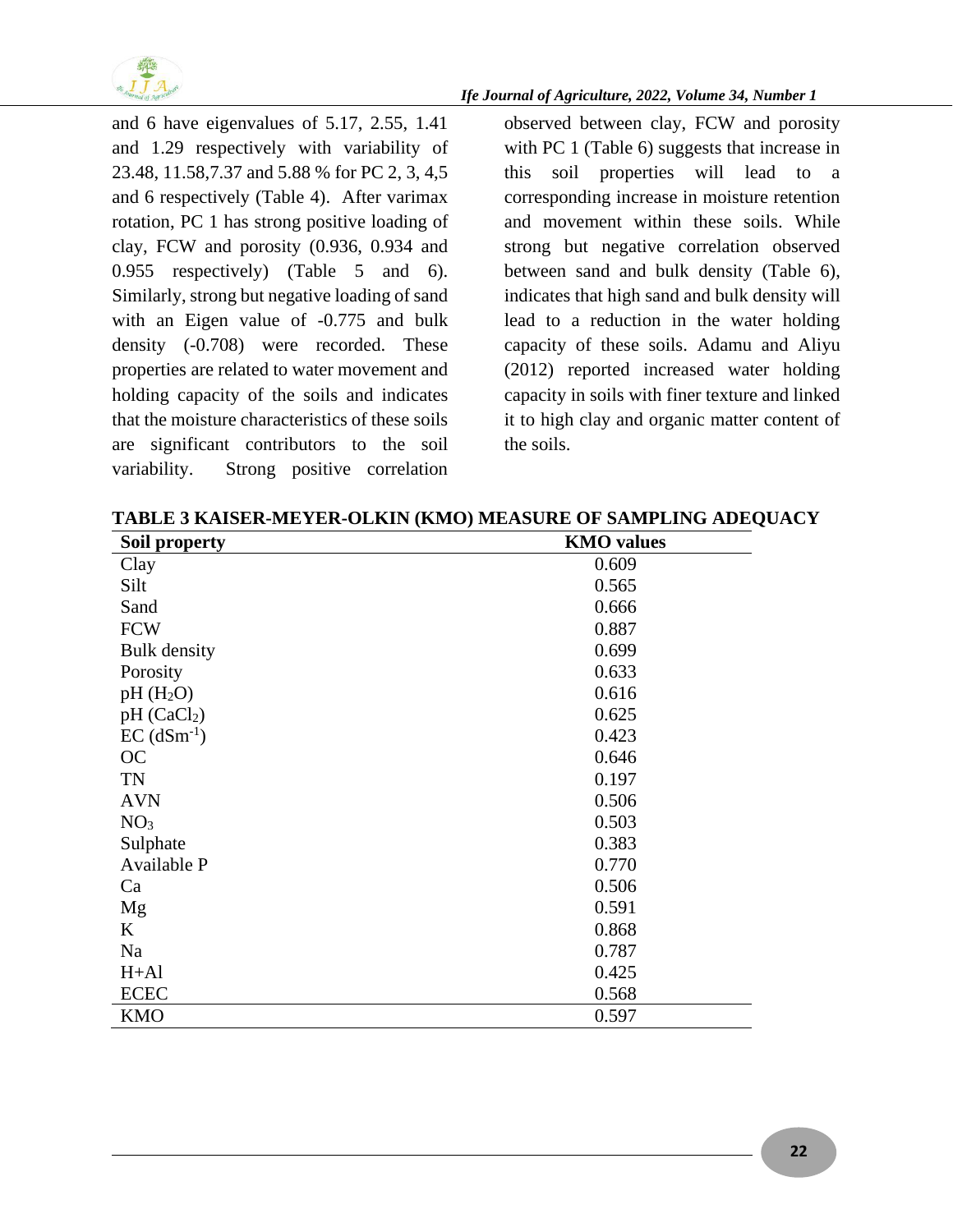and 6 have eigenvalues of 5.17, 2.55, 1.41 and 1.29 respectively with variability of 23.48, 11.58,7.37 and 5.88 % for PC 2, 3, 4,5 and 6 respectively (Table 4). After varimax rotation, PC 1 has strong positive loading of clay, FCW and porosity (0.936, 0.934 and 0.955 respectively) (Table 5 and 6). Similarly, strong but negative loading of sand with an Eigen value of -0.775 and bulk density (-0.708) were recorded. These properties are related to water movement and holding capacity of the soils and indicates that the moisture characteristics of these soils are significant contributors to the soil variability. Strong positive correlation observed between clay, FCW and porosity with PC 1 (Table 6) suggests that increase in this soil properties will lead to a corresponding increase in moisture retention and movement within these soils. While strong but negative correlation observed between sand and bulk density (Table 6), indicates that high sand and bulk density will lead to a reduction in the water holding capacity of these soils. Adamu and Aliyu (2012) reported increased water holding capacity in soils with finer texture and linked it to high clay and organic matter content of the soils.

**TABLE 3 KAISER-MEYER-OLKIN (KMO) MEASURE OF SAMPLING ADEQUACY**

| Soil property | KMO values |
|---|---|
| Clay | 0.609 |
| Silt | 0.565 |
| Sand | 0.666 |
| FCW | 0.887 |
| Bulk density | 0.699 |
| Porosity | 0.633 |
| pH ($H_2O$) | 0.616 |
| pH ($CaCl_2$) | 0.625 |
| EC ($dSm^{-1}$) | 0.423 |
| OC | 0.646 |
| TN | 0.197 |
| AVN | 0.506 |
| $NO_3$ | 0.503 |
| Sulphate | 0.383 |
| Available P | 0.770 |
| Ca | 0.506 |
| Mg | 0.591 |
| K | 0.868 |
| Na | 0.787 |
| H+Al | 0.425 |
| ECEC | 0.568 |
| KMO | 0.597 |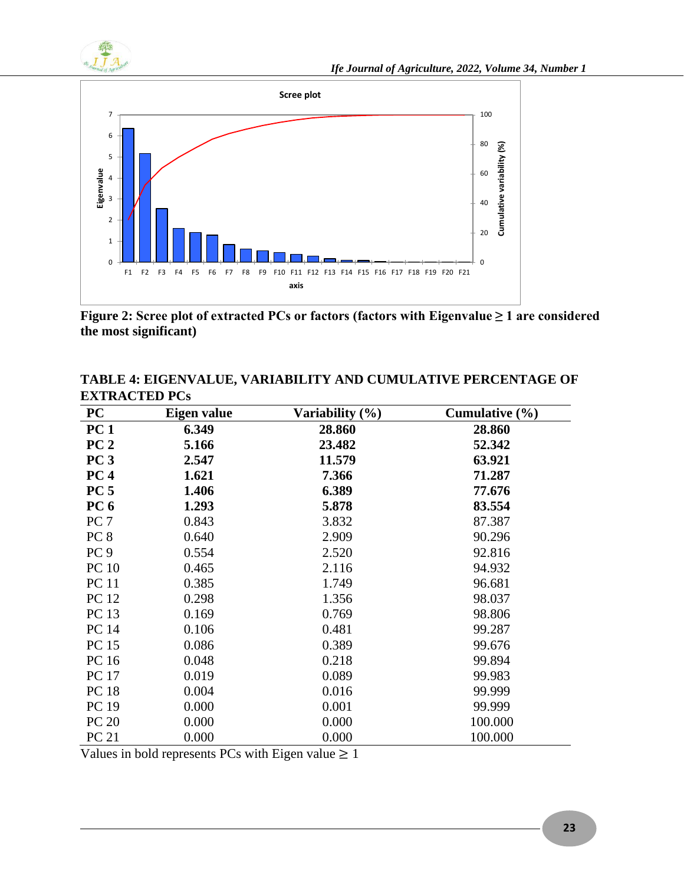**Figure 2: Scree plot of extracted PCs or factors (factors with Eigenvalue ≥ 1 are considered the most significant)**

**TABLE 4: EIGENVALUE, VARIABILITY AND CUMULATIVE PERCENTAGE OF EXTRACTED PCs**

| PC | Eigen value | Variability (%) | Cumulative (%) |
|---|---|---|---|
| **PC 1** | **6.349** | **28.860** | **28.860** |
| **PC 2** | **5.166** | **23.482** | **52.342** |
| **PC 3** | **2.547** | **11.579** | **63.921** |
| **PC 4** | **1.621** | **7.366** | **71.287** |
| **PC 5** | **1.406** | **6.389** | **77.676** |
| **PC 6** | **1.293** | **5.878** | **83.554** |
| PC 7 | 0.843 | 3.832 | 87.387 |
| PC 8 | 0.640 | 2.909 | 90.296 |
| PC 9 | 0.554 | 2.520 | 92.816 |
| PC 10 | 0.465 | 2.116 | 94.932 |
| PC 11 | 0.385 | 1.749 | 96.681 |
| PC 12 | 0.298 | 1.356 | 98.037 |
| PC 13 | 0.169 | 0.769 | 98.806 |
| PC 14 | 0.106 | 0.481 | 99.287 |
| PC 15 | 0.086 | 0.389 | 99.676 |
| PC 16 | 0.048 | 0.218 | 99.894 |
| PC 17 | 0.019 | 0.089 | 99.983 |
| PC 18 | 0.004 | 0.016 | 99.999 |
| PC 19 | 0.000 | 0.001 | 99.999 |
| PC 20 | 0.000 | 0.000 | 100.000 |
| PC 21 | 0.000 | 0.000 | 100.000 |

Values in bold represents PCs with Eigen value ≥ 1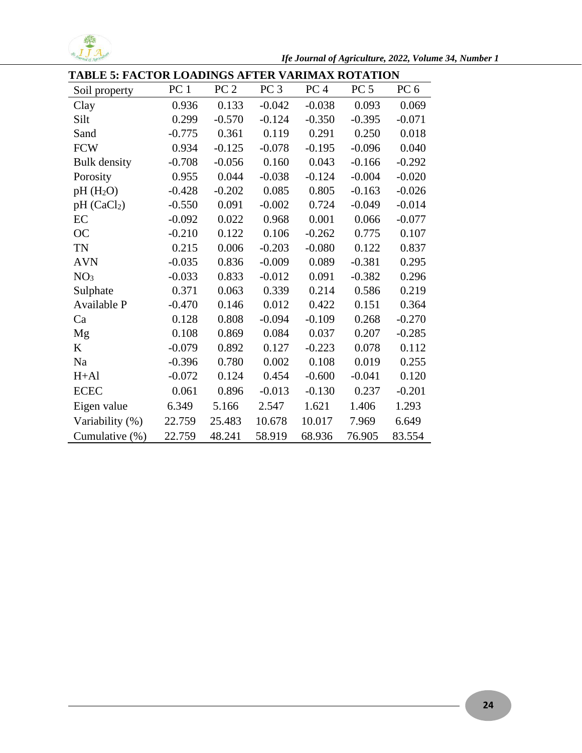**TABLE 5: FACTOR LOADINGS AFTER VARIMAX ROTATION**

| Soil property | PC 1 | PC 2 | PC 3 | PC 4 | PC 5 | PC 6 |
|---|---|---|---|---|---|---|
| Clay | 0.936 | 0.133 | -0.042 | -0.038 | 0.093 | 0.069 |
| Silt | 0.299 | -0.570 | -0.124 | -0.350 | -0.395 | -0.071 |
| Sand | -0.775 | 0.361 | 0.119 | 0.291 | 0.250 | 0.018 |
| FCW | 0.934 | -0.125 | -0.078 | -0.195 | -0.096 | 0.040 |
| Bulk density | -0.708 | -0.056 | 0.160 | 0.043 | -0.166 | -0.292 |
| Porosity | 0.955 | 0.044 | -0.038 | -0.124 | -0.004 | -0.020 |
| pH ($H_2O$) | -0.428 | -0.202 | 0.085 | 0.805 | -0.163 | -0.026 |
| pH ($CaCl_2$) | -0.550 | 0.091 | -0.002 | 0.724 | -0.049 | -0.014 |
| EC | -0.092 | 0.022 | 0.968 | 0.001 | 0.066 | -0.077 |
| OC | -0.210 | 0.122 | 0.106 | -0.262 | 0.775 | 0.107 |
| TN | 0.215 | 0.006 | -0.203 | -0.080 | 0.122 | 0.837 |
| AVN | -0.035 | 0.836 | -0.009 | 0.089 | -0.381 | 0.295 |
| $NO_3$ | -0.033 | 0.833 | -0.012 | 0.091 | -0.382 | 0.296 |
| Sulphate | 0.371 | 0.063 | 0.339 | 0.214 | 0.586 | 0.219 |
| Available P | -0.470 | 0.146 | 0.012 | 0.422 | 0.151 | 0.364 |
| Ca | 0.128 | 0.808 | -0.094 | -0.109 | 0.268 | -0.270 |
| Mg | 0.108 | 0.869 | 0.084 | 0.037 | 0.207 | -0.285 |
| K | -0.079 | 0.892 | 0.127 | -0.223 | 0.078 | 0.112 |
| Na | -0.396 | 0.780 | 0.002 | 0.108 | 0.019 | 0.255 |
| H+Al | -0.072 | 0.124 | 0.454 | -0.600 | -0.041 | 0.120 |
| ECEC | 0.061 | 0.896 | -0.013 | -0.130 | 0.237 | -0.201 |
| Eigen value | 6.349 | 5.166 | 2.547 | 1.621 | 1.406 | 1.293 |
| Variability (%) | 22.759 | 25.483 | 10.678 | 10.017 | 7.969 | 6.649 |
| Cumulative (%) | 22.759 | 48.241 | 58.919 | 68.936 | 76.905 | 83.554 |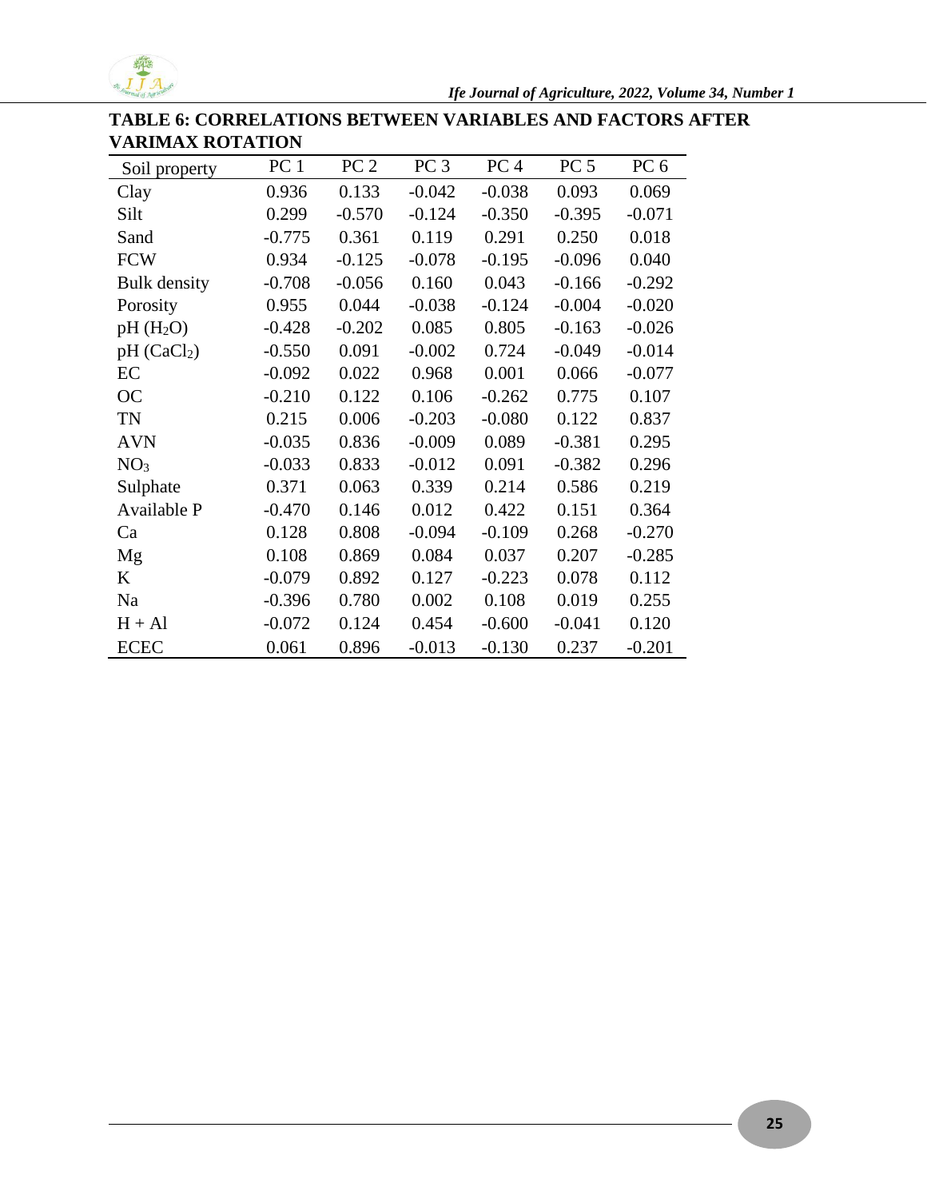**TABLE 6: CORRELATIONS BETWEEN VARIABLES AND FACTORS AFTER VARIMAX ROTATION**

| Soil property | PC 1 | PC 2 | PC 3 | PC 4 | PC 5 | PC 6 |
|---|---|---|---|---|---|---|
| Clay | 0.936 | 0.133 | -0.042 | -0.038 | 0.093 | 0.069 |
| Silt | 0.299 | -0.570 | -0.124 | -0.350 | -0.395 | -0.071 |
| Sand | -0.775 | 0.361 | 0.119 | 0.291 | 0.250 | 0.018 |
| FCW | 0.934 | -0.125 | -0.078 | -0.195 | -0.096 | 0.040 |
| Bulk density | -0.708 | -0.056 | 0.160 | 0.043 | -0.166 | -0.292 |
| Porosity | 0.955 | 0.044 | -0.038 | -0.124 | -0.004 | -0.020 |
| pH ($H_2O$) | -0.428 | -0.202 | 0.085 | 0.805 | -0.163 | -0.026 |
| pH ($CaCl_2$) | -0.550 | 0.091 | -0.002 | 0.724 | -0.049 | -0.014 |
| EC | -0.092 | 0.022 | 0.968 | 0.001 | 0.066 | -0.077 |
| OC | -0.210 | 0.122 | 0.106 | -0.262 | 0.775 | 0.107 |
| TN | 0.215 | 0.006 | -0.203 | -0.080 | 0.122 | 0.837 |
| AVN | -0.035 | 0.836 | -0.009 | 0.089 | -0.381 | 0.295 |
| $NO_3$ | -0.033 | 0.833 | -0.012 | 0.091 | -0.382 | 0.296 |
| Sulphate | 0.371 | 0.063 | 0.339 | 0.214 | 0.586 | 0.219 |
| Available P | -0.470 | 0.146 | 0.012 | 0.422 | 0.151 | 0.364 |
| Ca | 0.128 | 0.808 | -0.094 | -0.109 | 0.268 | -0.270 |
| Mg | 0.108 | 0.869 | 0.084 | 0.037 | 0.207 | -0.285 |
| K | -0.079 | 0.892 | 0.127 | -0.223 | 0.078 | 0.112 |
| Na | -0.396 | 0.780 | 0.002 | 0.108 | 0.019 | 0.255 |
| H + Al | -0.072 | 0.124 | 0.454 | -0.600 | -0.041 | 0.120 |
| ECEC | 0.061 | 0.896 | -0.013 | -0.130 | 0.237 | -0.201 |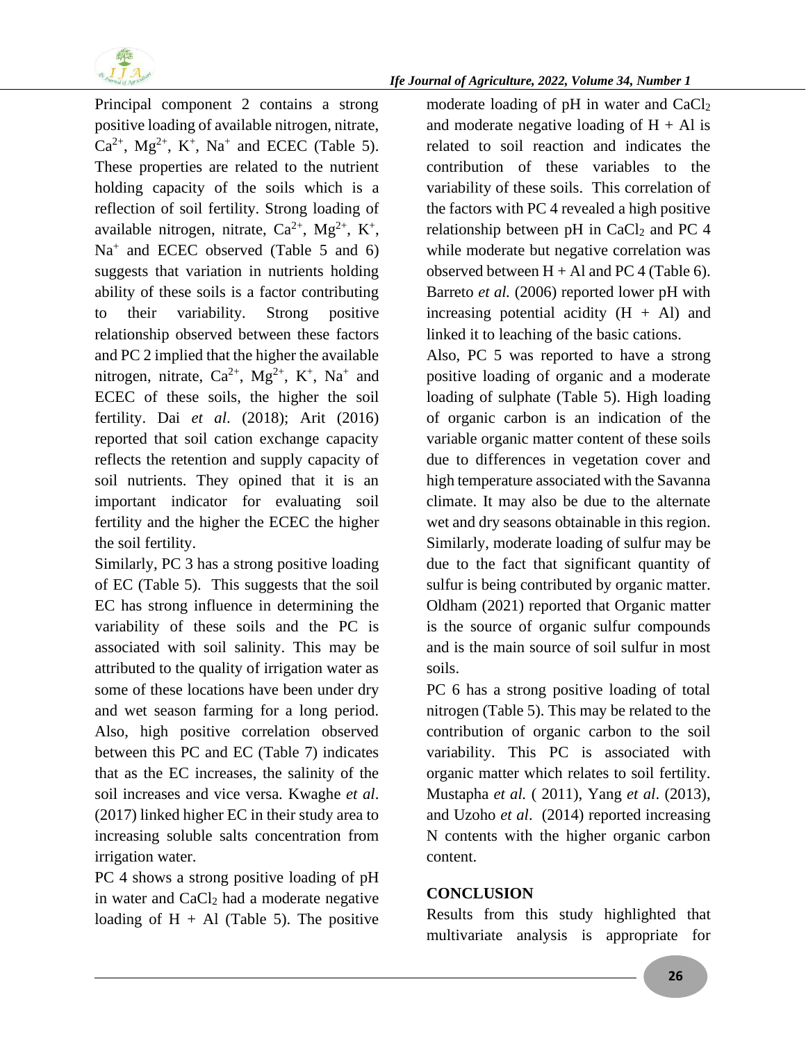Principal component 2 contains a strong positive loading of available nitrogen, nitrate, $Ca^{2+}$, $Mg^{2+}$, $K^{+}$, $Na^{+}$ and ECEC (Table 5). These properties are related to the nutrient holding capacity of the soils which is a reflection of soil fertility. Strong loading of available nitrogen, nitrate, $Ca^{2+}$, $Mg^{2+}$, $K^{+}$, $Na^{+}$ and ECEC observed (Table 5 and 6) suggests that variation in nutrients holding ability of these soils is a factor contributing to their variability. Strong positive relationship observed between these factors and PC 2 implied that the higher the available nitrogen, nitrate, $Ca^{2+}$, $Mg^{2+}$, $K^{+}$, $Na^{+}$ and ECEC of these soils, the higher the soil fertility. Dai *et al*. (2018); Arit (2016) reported that soil cation exchange capacity reflects the retention and supply capacity of soil nutrients. They opined that it is an important indicator for evaluating soil fertility and the higher the ECEC the higher the soil fertility.

Similarly, PC 3 has a strong positive loading of EC (Table 5). This suggests that the soil EC has strong influence in determining the variability of these soils and the PC is associated with soil salinity. This may be attributed to the quality of irrigation water as some of these locations have been under dry and wet season farming for a long period. Also, high positive correlation observed between this PC and EC (Table 7) indicates that as the EC increases, the salinity of the soil increases and vice versa. Kwaghe *et al*. (2017) linked higher EC in their study area to increasing soluble salts concentration from irrigation water.

PC 4 shows a strong positive loading of pH in water and $CaCl_2$ had a moderate negative loading of H + Al (Table 5). The positive moderate loading of pH in water and $CaCl_2$ and moderate negative loading of H + Al is related to soil reaction and indicates the contribution of these variables to the variability of these soils. This correlation of the factors with PC 4 revealed a high positive relationship between pH in $CaCl_2$ and PC 4 while moderate but negative correlation was observed between H + Al and PC 4 (Table 6). Barreto *et al.* (2006) reported lower pH with increasing potential acidity (H + Al) and linked it to leaching of the basic cations.

Also, PC 5 was reported to have a strong positive loading of organic and a moderate loading of sulphate (Table 5). High loading of organic carbon is an indication of the variable organic matter content of these soils due to differences in vegetation cover and high temperature associated with the Savanna climate. It may also be due to the alternate wet and dry seasons obtainable in this region. Similarly, moderate loading of sulfur may be due to the fact that significant quantity of sulfur is being contributed by organic matter. Oldham (2021) reported that Organic matter is the source of organic sulfur compounds and is the main source of soil sulfur in most soils.

PC 6 has a strong positive loading of total nitrogen (Table 5). This may be related to the contribution of organic carbon to the soil variability. This PC is associated with organic matter which relates to soil fertility. Mustapha *et al.* ( 2011), Yang *et al*. (2013), and Uzoho *et al*. (2014) reported increasing N contents with the higher organic carbon content.

## CONCLUSION

Results from this study highlighted that multivariate analysis is appropriate for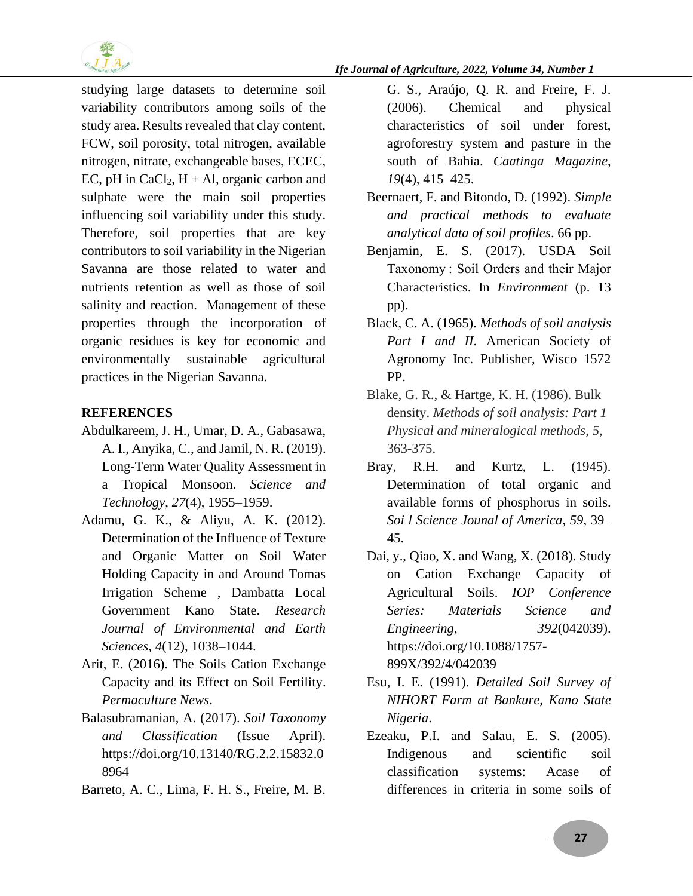studying large datasets to determine soil variability contributors among soils of the study area. Results revealed that clay content, FCW, soil porosity, total nitrogen, available nitrogen, nitrate, exchangeable bases, ECEC, EC, pH in $CaCl_2$, H + Al, organic carbon and sulphate were the main soil properties influencing soil variability under this study. Therefore, soil properties that are key contributors to soil variability in the Nigerian Savanna are those related to water and nutrients retention as well as those of soil salinity and reaction. Management of these properties through the incorporation of organic residues is key for economic and environmentally sustainable agricultural practices in the Nigerian Savanna.

## REFERENCES

Abdulkareem, J. H., Umar, D. A., Gabasawa, A. I., Anyika, C., and Jamil, N. R. (2019). Long-Term Water Quality Assessment in a Tropical Monsoon. *Science and Technology*, *27*(4), 1955–1959.

Adamu, G. K., & Aliyu, A. K. (2012). Determination of the Influence of Texture and Organic Matter on Soil Water Holding Capacity in and Around Tomas Irrigation Scheme , Dambatta Local Government Kano State. *Research Journal of Environmental and Earth Sciences*, *4*(12), 1038–1044.

Arit, E. (2016). The Soils Cation Exchange Capacity and its Effect on Soil Fertility. *Permaculture News*.

Balasubramanian, A. (2017). *Soil Taxonomy and Classification* (Issue April). https://doi.org/10.13140/RG.2.2.15832.08964

Barreto, A. C., Lima, F. H. S., Freire, M. B. G. S., Araújo, Q. R. and Freire, F. J. (2006). Chemical and physical characteristics of soil under forest, agroforestry system and pasture in the south of Bahia. *Caatinga Magazine, 19*(4), 415–425.

Beernaert, F. and Bitondo, D. (1992). *Simple and practical methods to evaluate analytical data of soil profiles*. 66 pp.

Benjamin, E. S. (2017). USDA Soil Taxonomy : Soil Orders and their Major Characteristics. In *Environment* (p. 13 pp).

Black, C. A. (1965). *Methods of soil analysis Part I and II.* American Society of Agronomy Inc. Publisher, Wisco 1572 PP.

Blake, G. R., & Hartge, K. H. (1986). Bulk density. *Methods of soil analysis: Part 1 Physical and mineralogical methods*, *5*, 363-375.

Bray, R.H. and Kurtz, L. (1945). Determination of total organic and available forms of phosphorus in soils. *Soi l Science Jounal of America*, *59*, 39–45.

Dai, y., Qiao, X. and Wang, X. (2018). Study on Cation Exchange Capacity of Agricultural Soils. *IOP Conference Series: Materials Science and Engineering*, *392*(042039). https://doi.org/10.1088/1757-899X/392/4/042039

Esu, I. E. (1991). *Detailed Soil Survey of NIHORT Farm at Bankure, Kano State Nigeria*.

Ezeaku, P.I. and Salau, E. S. (2005). Indigenous and scientific soil classification systems: Acase of differences in criteria in some soils of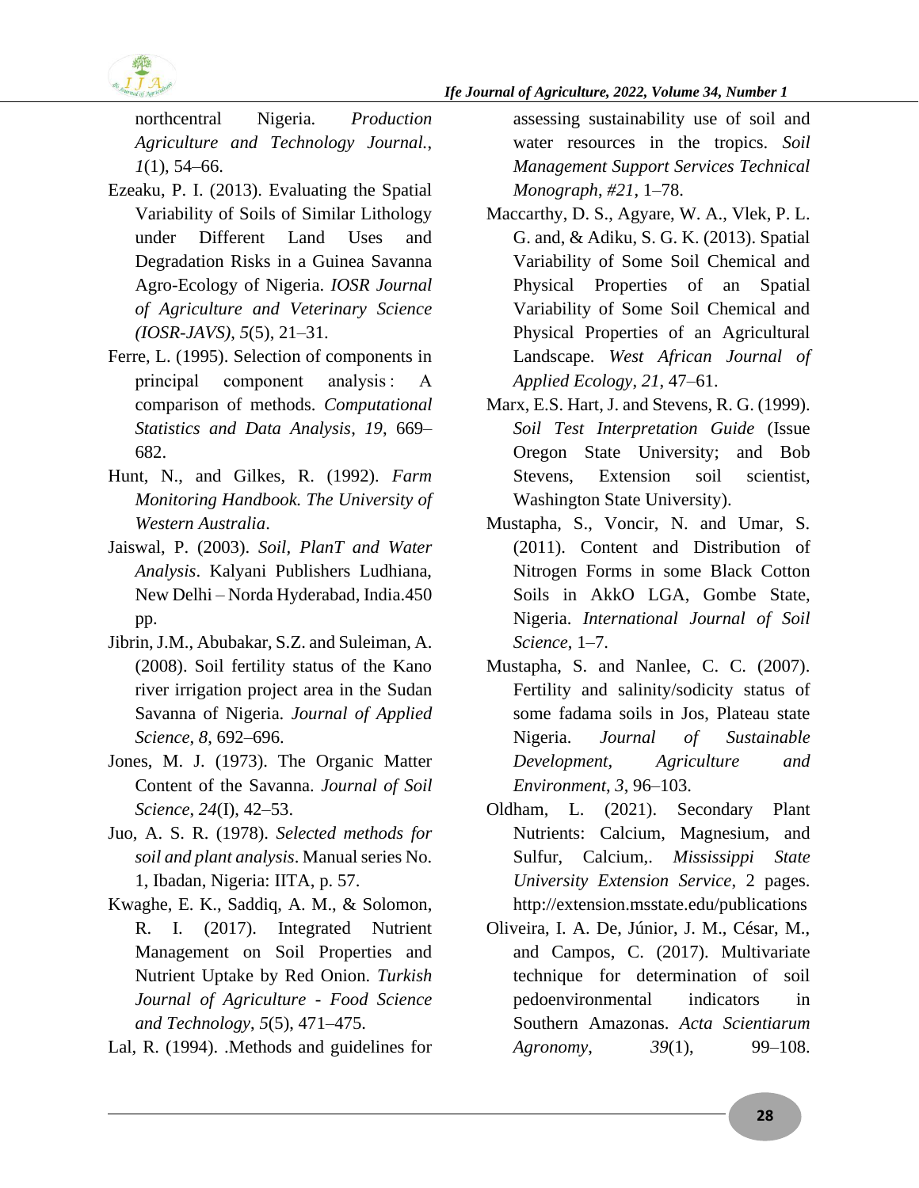northcentral Nigeria. *Production Agriculture and Technology Journal.*, *1*(1), 54–66.

Ezeaku, P. I. (2013). Evaluating the Spatial Variability of Soils of Similar Lithology under Different Land Uses and Degradation Risks in a Guinea Savanna Agro-Ecology of Nigeria. *IOSR Journal of Agriculture and Veterinary Science (IOSR-JAVS)*, *5*(5), 21–31.

Ferre, L. (1995). Selection of components in principal component analysis : A comparison of methods. *Computational Statistics and Data Analysis*, *19*, 669–682.

Hunt, N., and Gilkes, R. (1992). *Farm Monitoring Handbook. The University of Western Australia*.

Jaiswal, P. (2003). *Soil, PlanT and Water Analysis*. Kalyani Publishers Ludhiana, New Delhi – Norda Hyderabad, India.450 pp.

Jibrin, J.M., Abubakar, S.Z. and Suleiman, A. (2008). Soil fertility status of the Kano river irrigation project area in the Sudan Savanna of Nigeria. *Journal of Applied Science*, *8*, 692–696.

Jones, M. J. (1973). The Organic Matter Content of the Savanna. *Journal of Soil Science*, *24*(I), 42–53.

Juo, A. S. R. (1978). *Selected methods for soil and plant analysis*. Manual series No. 1, Ibadan, Nigeria: IITA, p. 57.

Kwaghe, E. K., Saddiq, A. M., & Solomon, R. I. (2017). Integrated Nutrient Management on Soil Properties and Nutrient Uptake by Red Onion. *Turkish Journal of Agriculture - Food Science and Technology*, *5*(5), 471–475.

Lal, R. (1994). .Methods and guidelines for assessing sustainability use of soil and water resources in the tropics. *Soil Management Support Services Technical Monograph*, *#21*, 1–78.

Maccarthy, D. S., Agyare, W. A., Vlek, P. L. G. and, & Adiku, S. G. K. (2013). Spatial Variability of Some Soil Chemical and Physical Properties of an Spatial Variability of Some Soil Chemical and Physical Properties of an Agricultural Landscape. *West African Journal of Applied Ecology*, *21*, 47–61.

Marx, E.S. Hart, J. and Stevens, R. G. (1999). *Soil Test Interpretation Guide* (Issue Oregon State University; and Bob Stevens, Extension soil scientist, Washington State University).

Mustapha, S., Voncir, N. and Umar, S. (2011). Content and Distribution of Nitrogen Forms in some Black Cotton Soils in AkkO LGA, Gombe State, Nigeria. *International Journal of Soil Science*, 1–7.

Mustapha, S. and Nanlee, C. C. (2007). Fertility and salinity/sodicity status of some fadama soils in Jos, Plateau state Nigeria. *Journal of Sustainable Development, Agriculture and Environment*, *3*, 96–103.

Oldham, L. (2021). Secondary Plant Nutrients: Calcium, Magnesium, and Sulfur, Calcium,. *Mississippi State University Extension Service*, 2 pages. http://extension.msstate.edu/publications

Oliveira, I. A. De, Júnior, J. M., César, M., and Campos, C. (2017). Multivariate technique for determination of soil pedoenvironmental indicators in Southern Amazonas. *Acta Scientiarum Agronomy*, *39*(1), 99–108.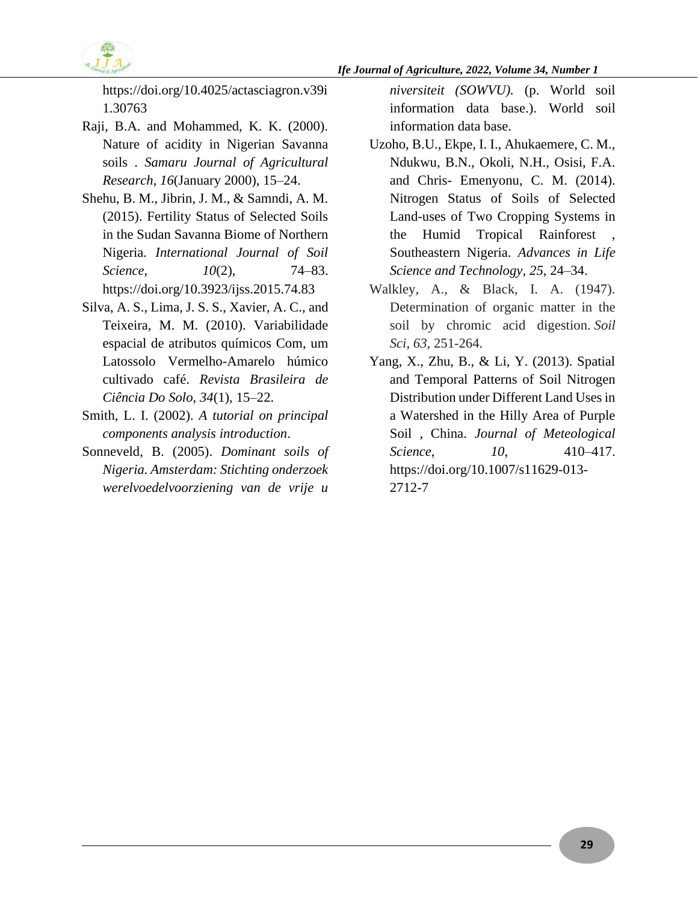https://doi.org/10.4025/actasciagron.v39i1.30763

Raji, B.A. and Mohammed, K. K. (2000). Nature of acidity in Nigerian Savanna soils . *Samaru Journal of Agricultural Research*, *16*(January 2000), 15–24.

Shehu, B. M., Jibrin, J. M., & Samndi, A. M. (2015). Fertility Status of Selected Soils in the Sudan Savanna Biome of Northern Nigeria. *International Journal of Soil Science*, *10*(2), 74–83. https://doi.org/10.3923/ijss.2015.74.83

Silva, A. S., Lima, J. S. S., Xavier, A. C., and Teixeira, M. M. (2010). Variabilidade espacial de atributos químicos Com, um Latossolo Vermelho-Amarelo húmico cultivado café. *Revista Brasileira de Ciência Do Solo*, *34*(1), 15–22.

Smith, L. I. (2002). *A tutorial on principal components analysis introduction*.

Sonneveld, B. (2005). *Dominant soils of Nigeria. Amsterdam: Stichting onderzoek werelvoedelvoorziening van de vrije universiteit (SOWVU).* (p. World soil information data base.). World soil information data base.

Uzoho, B.U., Ekpe, I. I., Ahukaemere, C. M., Ndukwu, B.N., Okoli, N.H., Osisi, F.A. and Chris- Emenyonu, C. M. (2014). Nitrogen Status of Soils of Selected Land-uses of Two Cropping Systems in the Humid Tropical Rainforest , Southeastern Nigeria. *Advances in Life Science and Technology*, *25*, 24–34.

Walkley, A., & Black, I. A. (1947). Determination of organic matter in the soil by chromic acid digestion. *Soil Sci*, *63*, 251-264.

Yang, X., Zhu, B., & Li, Y. (2013). Spatial and Temporal Patterns of Soil Nitrogen Distribution under Different Land Uses in a Watershed in the Hilly Area of Purple Soil , China. *Journal of Meteological Science*, *10*, 410–417. https://doi.org/10.1007/s11629-013-2712-7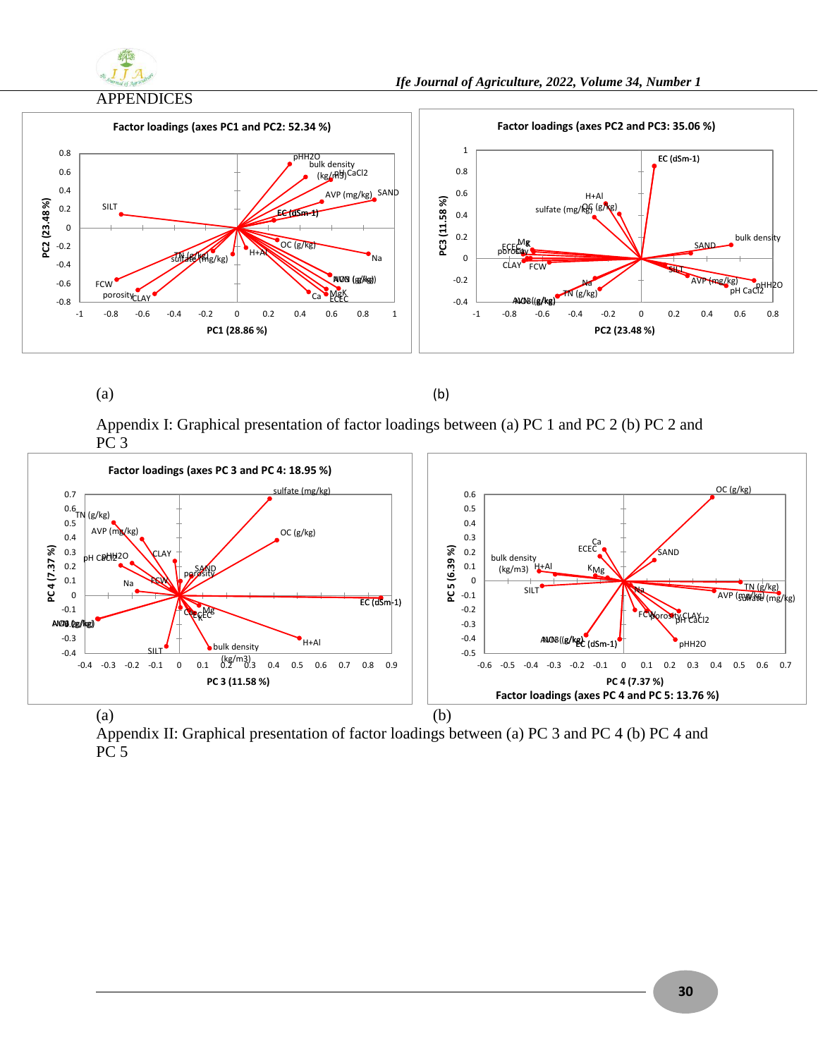APPENDICES

(a) (b)

Appendix I: Graphical presentation of factor loadings between (a) PC 1 and PC 2 (b) PC 2 and PC 3

(a) (b)

Appendix II: Graphical presentation of factor loadings between (a) PC 3 and PC 4 (b) PC 4 and PC 5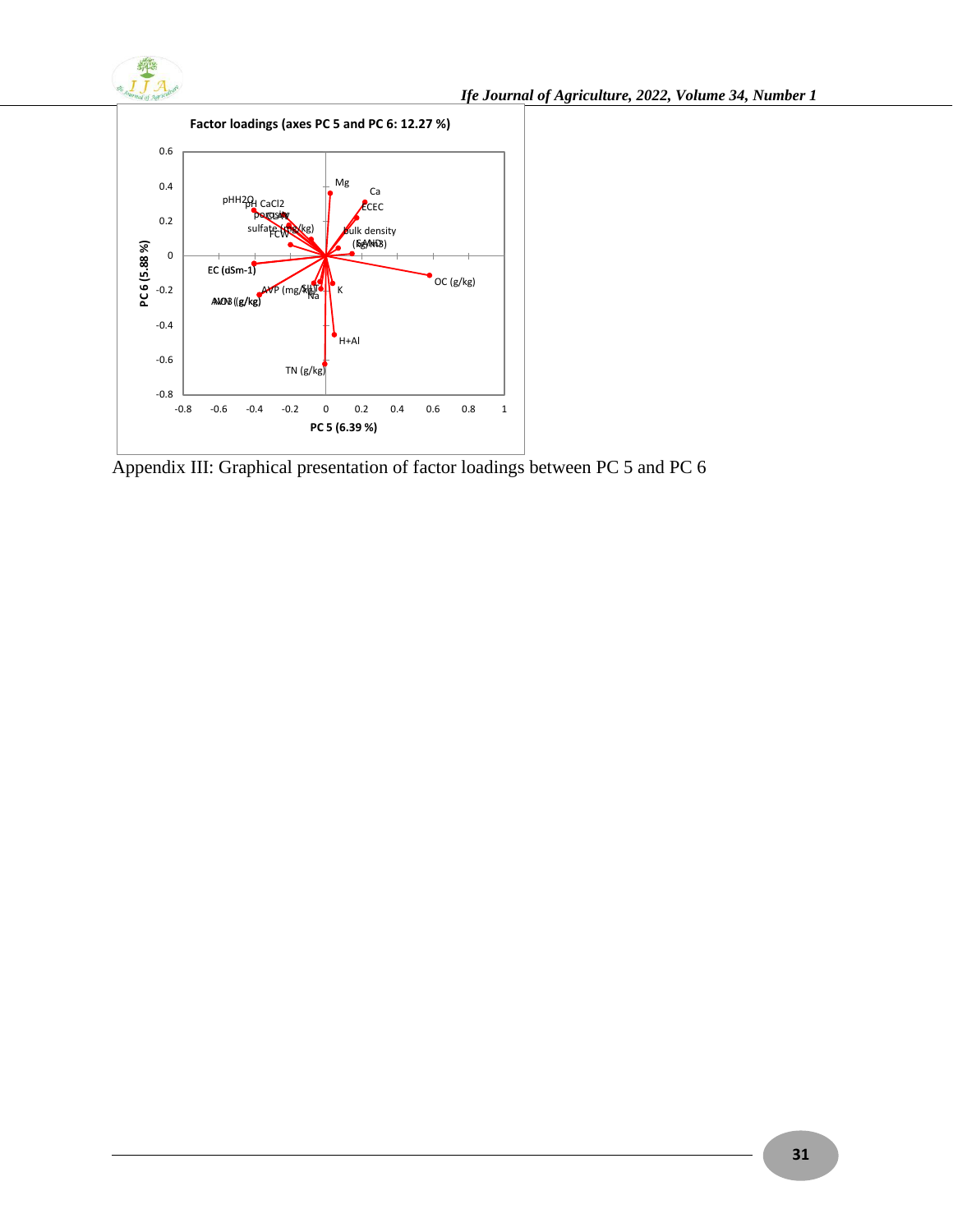Factor loadings (axes PC 5 and PC 6: 12.27 %)

PC 6 (5.88 %)

PC 5 (6.39 %)

0.6
0.4
0.2
0
-0.2
-0.4
-0.6
-0.8

-0.8 -0.6 -0.4 -0.2 0 0.2 0.4 0.6 0.8 1

Mg
Ca
ECEC
pHH2O
pH CaCl2
porosity
sulfate (mg/kg)
FCW
bulk density
(kg/m3)
SAND
EC (dSm-1)
OC (g/kg)
AVP (mg/kg)
SILT
Na
K
AVO3 (g/kg)
H+Al
TN (g/kg)

Appendix III: Graphical presentation of factor loadings between PC 5 and PC 6